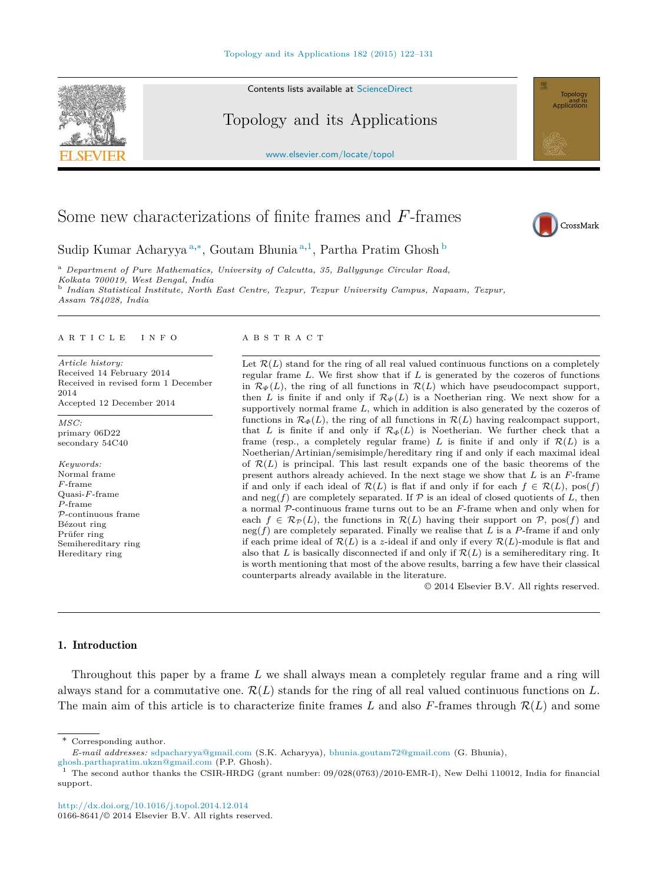# Some new characterizations of finite frames and $F$-frames

Sudip Kumar Acharyya [a,*], Goutam Bhunia [a,1], Partha Pratim Ghosh [b]

[a] Department of Pure Mathematics, University of Calcutta, 35, Ballygunge Circular Road, Kolkata 700019, West Bengal, India

[b] Indian Statistical Institute, North East Centre, Tezpur, Tezpur University Campus, Napaam, Tezpur, Assam 784028, India

ARTICLE INFO

*Article history:*
Received 14 February 2014
Received in revised form 1 December 2014
Accepted 12 December 2014

*MSC:*
primary 06D22
secondary 54C40

*Keywords:*
Normal frame
$F$-frame
Quasi-$F$-frame
$P$-frame
$\mathcal{P}$-continuous frame
Bézout ring
Prüfer ring
Semihereditary ring
Hereditary ring

ABSTRACT

Let $\mathcal{R}(L)$ stand for the ring of all real valued continuous functions on a completely regular frame $L$. We first show that if $L$ is generated by the cozeros of functions in $\mathcal{R}_\Psi(L)$, the ring of all functions in $\mathcal{R}(L)$ which have pseudocompact support, then $L$ is finite if and only if $\mathcal{R}_\Psi(L)$ is a Noetherian ring. We next show for a supportively normal frame $L$, which in addition is also generated by the cozeros of functions in $\mathcal{R}_\Phi(L)$, the ring of all functions in $\mathcal{R}(L)$ having realcompact support, that $L$ is finite if and only if $\mathcal{R}_\Phi(L)$ is Noetherian. We further check that a frame (resp., a completely regular frame) $L$ is finite if and only if $\mathcal{R}(L)$ is a Noetherian/Artinian/semisimple/hereditary ring if and only if each maximal ideal of $\mathcal{R}(L)$ is principal. This last result expands one of the basic theorems of the present authors already achieved. In the next stage we show that $L$ is an $F$-frame if and only if each ideal of $\mathcal{R}(L)$ is flat if and only if for each $f \in \mathcal{R}(L)$, $\mathrm{pos}(f)$ and $\mathrm{neg}(f)$ are completely separated. If $\mathcal{P}$ is an ideal of closed quotients of $L$, then a normal $\mathcal{P}$-continuous frame turns out to be an $F$-frame when and only when for each $f \in \mathcal{R}_\mathcal{P}(L)$, the functions in $\mathcal{R}(L)$ having their support on $\mathcal{P}$, $\mathrm{pos}(f)$ and $\mathrm{neg}(f)$ are completely separated. Finally we realise that $L$ is a $P$-frame if and only if each prime ideal of $\mathcal{R}(L)$ is a $z$-ideal if and only if every $\mathcal{R}(L)$-module is flat and also that $L$ is basically disconnected if and only if $\mathcal{R}(L)$ is a semihereditary ring. It is worth mentioning that most of the above results, barring a few have their classical counterparts already available in the literature.

© 2014 Elsevier B.V. All rights reserved.

## 1. Introduction

Throughout this paper by a frame $L$ we shall always mean a completely regular frame and a ring will always stand for a commutative one. $\mathcal{R}(L)$ stands for the ring of all real valued continuous functions on $L$. The main aim of this article is to characterize finite frames $L$ and also $F$-frames through $\mathcal{R}(L)$ and some

---

\* Corresponding author.
*E-mail addresses:* sdpacharyya@gmail.com (S.K. Acharyya), bhunia.goutam72@gmail.com (G. Bhunia), ghosh.parthapratim.ukzn@gmail.com (P.P. Ghosh).

[1] The second author thanks the CSIR-HRDG (grant number: 09/028(0763)/2010-EMR-I), New Delhi 110012, India for financial support.

http://dx.doi.org/10.1016/j.topol.2014.12.014
0166-8641/© 2014 Elsevier B.V. All rights reserved.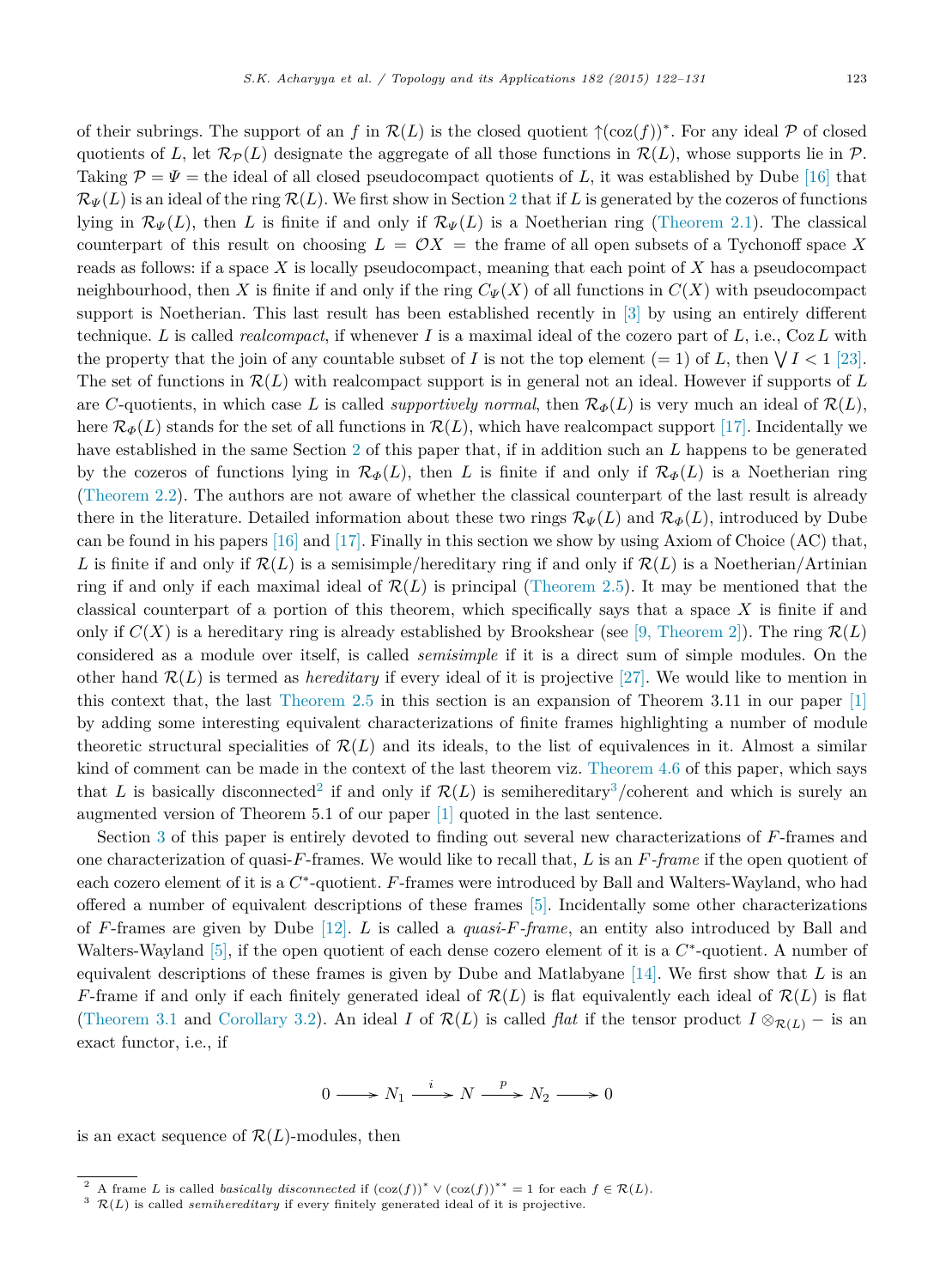of their subrings. The support of an $f$ in $\mathcal{R}(L)$ is the closed quotient $\uparrow(\operatorname{coz}(f))^*$. For any ideal $\mathcal{P}$ of closed quotients of $L$, let $\mathcal{R}_{\mathcal{P}}(L)$ designate the aggregate of all those functions in $\mathcal{R}(L)$, whose supports lie in $\mathcal{P}$. Taking $\mathcal{P} = \Psi =$ the ideal of all closed pseudocompact quotients of $L$, it was established by Dube [16] that $\mathcal{R}_\Psi(L)$ is an ideal of the ring $\mathcal{R}(L)$. We first show in Section 2 that if $L$ is generated by the cozeros of functions lying in $\mathcal{R}_\Psi(L)$, then $L$ is finite if and only if $\mathcal{R}_\Psi(L)$ is a Noetherian ring (Theorem 2.1). The classical counterpart of this result on choosing $L = \mathcal{O}X =$ the frame of all open subsets of a Tychonoff space $X$ reads as follows: if a space $X$ is locally pseudocompact, meaning that each point of $X$ has a pseudocompact neighbourhood, then $X$ is finite if and only if the ring $C_\Psi(X)$ of all functions in $C(X)$ with pseudocompact support is Noetherian. This last result has been established recently in [3] by using an entirely different technique. $L$ is called *realcompact*, if whenever $I$ is a maximal ideal of the cozero part of $L$, i.e., $\operatorname{Coz} L$ with the property that the join of any countable subset of $I$ is not the top element ($= 1$) of $L$, then $\bigvee I < 1$ [23]. The set of functions in $\mathcal{R}(L)$ with realcompact support is in general not an ideal. However if supports of $L$ are $C$-quotients, in which case $L$ is called *supportively normal*, then $\mathcal{R}_\Phi(L)$ is very much an ideal of $\mathcal{R}(L)$, here $\mathcal{R}_\Phi(L)$ stands for the set of all functions in $\mathcal{R}(L)$, which have realcompact support [17]. Incidentally we have established in the same Section 2 of this paper that, if in addition such an $L$ happens to be generated by the cozeros of functions lying in $\mathcal{R}_\Phi(L)$, then $L$ is finite if and only if $\mathcal{R}_\Phi(L)$ is a Noetherian ring (Theorem 2.2). The authors are not aware of whether the classical counterpart of the last result is already there in the literature. Detailed information about these two rings $\mathcal{R}_\Psi(L)$ and $\mathcal{R}_\Phi(L)$, introduced by Dube can be found in his papers [16] and [17]. Finally in this section we show by using Axiom of Choice (AC) that, $L$ is finite if and only if $\mathcal{R}(L)$ is a semisimple/hereditary ring if and only if $\mathcal{R}(L)$ is a Noetherian/Artinian ring if and only if each maximal ideal of $\mathcal{R}(L)$ is principal (Theorem 2.5). It may be mentioned that the classical counterpart of a portion of this theorem, which specifically says that a space $X$ is finite if and only if $C(X)$ is a hereditary ring is already established by Brookshear (see [9, Theorem 2]). The ring $\mathcal{R}(L)$ considered as a module over itself, is called *semisimple* if it is a direct sum of simple modules. On the other hand $\mathcal{R}(L)$ is termed as *hereditary* if every ideal of it is projective [27]. We would like to mention in this context that, the last Theorem 2.5 in this section is an expansion of Theorem 3.11 in our paper [1] by adding some interesting equivalent characterizations of finite frames highlighting a number of module theoretic structural specialities of $\mathcal{R}(L)$ and its ideals, to the list of equivalences in it. Almost a similar kind of comment can be made in the context of the last theorem viz. Theorem 4.6 of this paper, which says that $L$ is basically disconnected[2] if and only if $\mathcal{R}(L)$ is semihereditary[3]/coherent and which is surely an augmented version of Theorem 5.1 of our paper [1] quoted in the last sentence.

Section 3 of this paper is entirely devoted to finding out several new characterizations of $F$-frames and one characterization of quasi-$F$-frames. We would like to recall that, $L$ is an *$F$-frame* if the open quotient of each cozero element of it is a $C^*$-quotient. $F$-frames were introduced by Ball and Walters-Wayland, who had offered a number of equivalent descriptions of these frames [5]. Incidentally some other characterizations of $F$-frames are given by Dube [12]. $L$ is called a *quasi-$F$-frame*, an entity also introduced by Ball and Walters-Wayland [5], if the open quotient of each dense cozero element of it is a $C^*$-quotient. A number of equivalent descriptions of these frames is given by Dube and Matlabyane [14]. We first show that $L$ is an $F$-frame if and only if each finitely generated ideal of $\mathcal{R}(L)$ is flat equivalently each ideal of $\mathcal{R}(L)$ is flat (Theorem 3.1 and Corollary 3.2). An ideal $I$ of $\mathcal{R}(L)$ is called *flat* if the tensor product $I \otimes_{\mathcal{R}(L)} -$ is an exact functor, i.e., if

$$0 \longrightarrow N_1 \xrightarrow{\ i\ } N \xrightarrow{\ p\ } N_2 \longrightarrow 0$$

is an exact sequence of $\mathcal{R}(L)$-modules, then

[2] A frame $L$ is called *basically disconnected* if $(\operatorname{coz}(f))^* \vee (\operatorname{coz}(f))^{**} = 1$ for each $f \in \mathcal{R}(L)$.

[3] $\mathcal{R}(L)$ is called *semihereditary* if every finitely generated ideal of it is projective.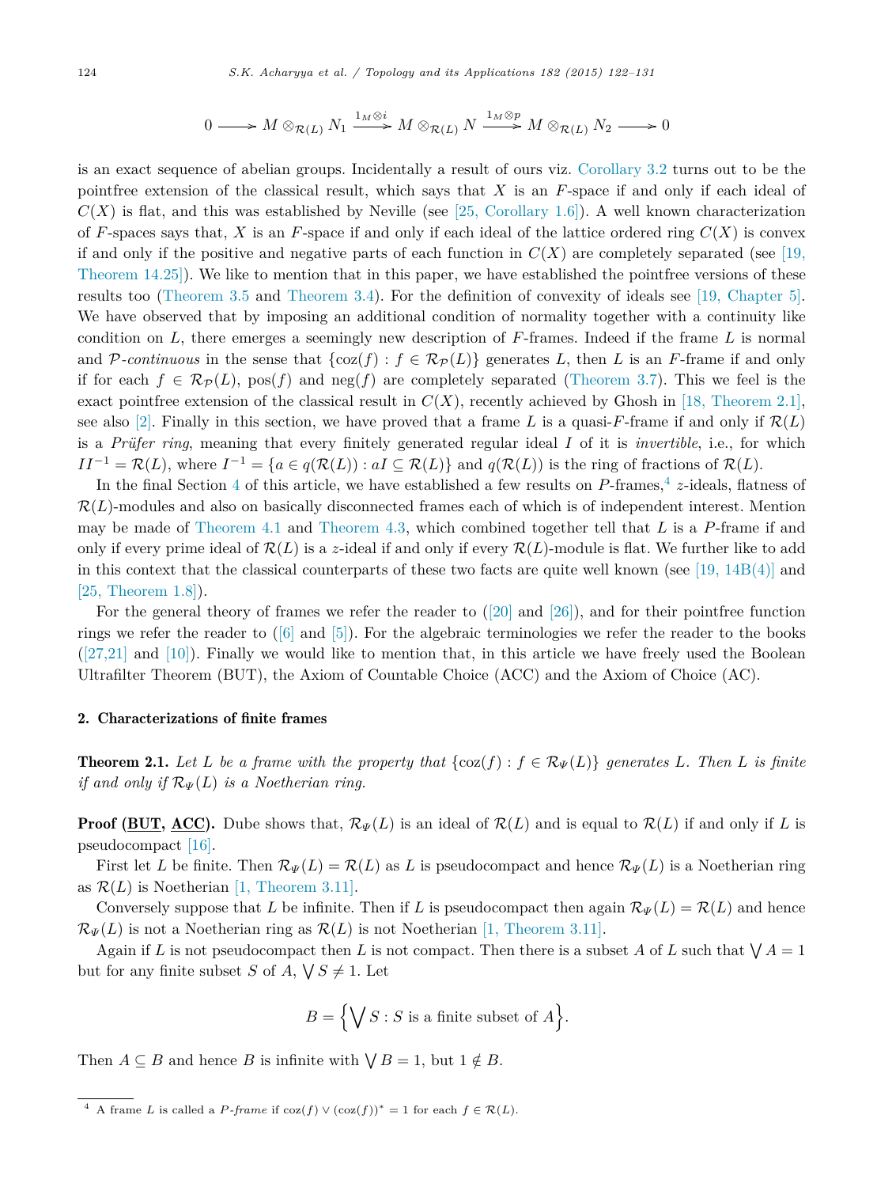$$0 \longrightarrow M \otimes_{\mathcal{R}(L)} N_1 \xrightarrow{1_M \otimes i} M \otimes_{\mathcal{R}(L)} N \xrightarrow{1_M \otimes p} M \otimes_{\mathcal{R}(L)} N_2 \longrightarrow 0$$

is an exact sequence of abelian groups. Incidentally a result of ours viz. Corollary 3.2 turns out to be the pointfree extension of the classical result, which says that $X$ is an $F$-space if and only if each ideal of $C(X)$ is flat, and this was established by Neville (see [25, Corollary 1.6]). A well known characterization of $F$-spaces says that, $X$ is an $F$-space if and only if each ideal of the lattice ordered ring $C(X)$ is convex if and only if the positive and negative parts of each function in $C(X)$ are completely separated (see [19, Theorem 14.25]). We like to mention that in this paper, we have established the pointfree versions of these results too (Theorem 3.5 and Theorem 3.4). For the definition of convexity of ideals see [19, Chapter 5]. We have observed that by imposing an additional condition of normality together with a continuity like condition on $L$, there emerges a seemingly new description of $F$-frames. Indeed if the frame $L$ is normal and $\mathcal{P}$-*continuous* in the sense that $\{\operatorname{coz}(f) : f \in \mathcal{R}_{\mathcal{P}}(L)\}$ generates $L$, then $L$ is an $F$-frame if and only if for each $f \in \mathcal{R}_{\mathcal{P}}(L)$, $\operatorname{pos}(f)$ and $\operatorname{neg}(f)$ are completely separated (Theorem 3.7). This we feel is the exact pointfree extension of the classical result in $C(X)$, recently achieved by Ghosh in [18, Theorem 2.1], see also [2]. Finally in this section, we have proved that a frame $L$ is a quasi-$F$-frame if and only if $\mathcal{R}(L)$ is a *Prüfer ring*, meaning that every finitely generated regular ideal $I$ of it is *invertible*, i.e., for which $II^{-1} = \mathcal{R}(L)$, where $I^{-1} = \{a \in q(\mathcal{R}(L)) : aI \subseteq \mathcal{R}(L)\}$ and $q(\mathcal{R}(L))$ is the ring of fractions of $\mathcal{R}(L)$.

In the final Section 4 of this article, we have established a few results on $P$-frames,[4] $z$-ideals, flatness of $\mathcal{R}(L)$-modules and also on basically disconnected frames each of which is of independent interest. Mention may be made of Theorem 4.1 and Theorem 4.3, which combined together tell that $L$ is a $P$-frame if and only if every prime ideal of $\mathcal{R}(L)$ is a $z$-ideal if and only if every $\mathcal{R}(L)$-module is flat. We further like to add in this context that the classical counterparts of these two facts are quite well known (see [19, 14B(4)] and [25, Theorem 1.8]).

For the general theory of frames we refer the reader to ([20] and [26]), and for their pointfree function rings we refer the reader to ([6] and [5]). For the algebraic terminologies we refer the reader to the books ([27,21] and [10]). Finally we would like to mention that, in this article we have freely used the Boolean Ultrafilter Theorem (BUT), the Axiom of Countable Choice (ACC) and the Axiom of Choice (AC).

## 2. Characterizations of finite frames

**Theorem 2.1.** *Let $L$ be a frame with the property that $\{\operatorname{coz}(f) : f \in \mathcal{R}_{\Psi}(L)\}$ generates $L$. Then $L$ is finite if and only if $\mathcal{R}_{\Psi}(L)$ is a Noetherian ring.*

**Proof (<u>BUT</u>, <u>ACC</u>).** Dube shows that, $\mathcal{R}_{\Psi}(L)$ is an ideal of $\mathcal{R}(L)$ and is equal to $\mathcal{R}(L)$ if and only if $L$ is pseudocompact [16].

First let $L$ be finite. Then $\mathcal{R}_{\Psi}(L) = \mathcal{R}(L)$ as $L$ is pseudocompact and hence $\mathcal{R}_{\Psi}(L)$ is a Noetherian ring as $\mathcal{R}(L)$ is Noetherian [1, Theorem 3.11].

Conversely suppose that $L$ be infinite. Then if $L$ is pseudocompact then again $\mathcal{R}_{\Psi}(L) = \mathcal{R}(L)$ and hence $\mathcal{R}_{\Psi}(L)$ is not a Noetherian ring as $\mathcal{R}(L)$ is not Noetherian [1, Theorem 3.11].

Again if $L$ is not pseudocompact then $L$ is not compact. Then there is a subset $A$ of $L$ such that $\bigvee A = 1$ but for any finite subset $S$ of $A$, $\bigvee S \neq 1$. Let

$$B = \Big\{\bigvee S : S \text{ is a finite subset of } A\Big\}.$$

Then $A \subseteq B$ and hence $B$ is infinite with $\bigvee B = 1$, but $1 \notin B$.

---

[4] A frame $L$ is called a $P$-*frame* if $\operatorname{coz}(f) \vee (\operatorname{coz}(f))^* = 1$ for each $f \in \mathcal{R}(L)$.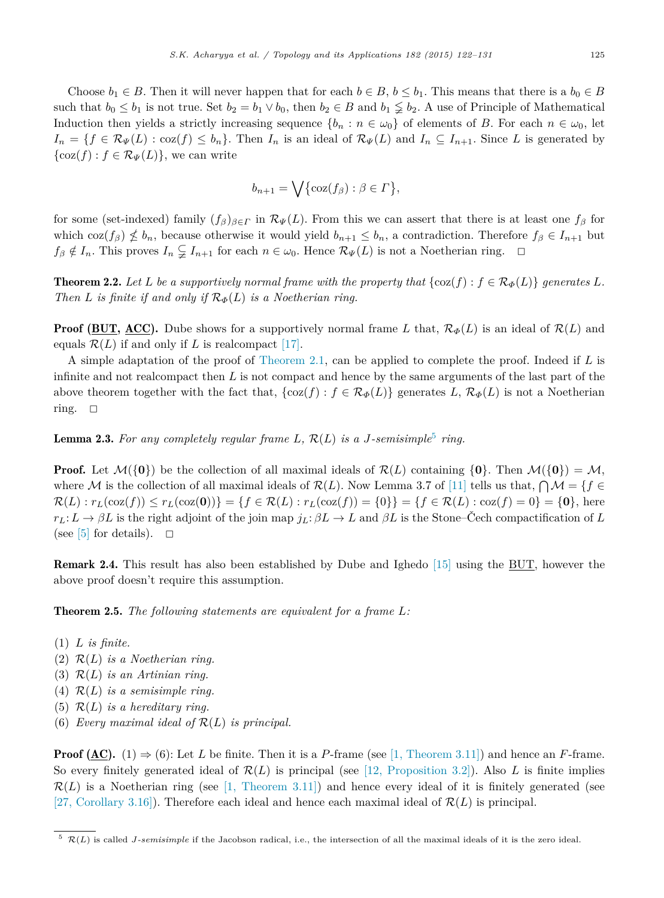Choose $b_1 \in B$. Then it will never happen that for each $b \in B$, $b \leq b_1$. This means that there is a $b_0 \in B$ such that $b_0 \leq b_1$ is not true. Set $b_2 = b_1 \vee b_0$, then $b_2 \in B$ and $b_1 \lneqq b_2$. A use of Principle of Mathematical Induction then yields a strictly increasing sequence $\{b_n : n \in \omega_0\}$ of elements of $B$. For each $n \in \omega_0$, let $I_n = \{f \in \mathcal{R}_\Psi(L) : \operatorname{coz}(f) \leq b_n\}$. Then $I_n$ is an ideal of $\mathcal{R}_\Psi(L)$ and $I_n \subseteq I_{n+1}$. Since $L$ is generated by $\{\operatorname{coz}(f) : f \in \mathcal{R}_\Psi(L)\}$, we can write

$$b_{n+1} = \bigvee \{\operatorname{coz}(f_\beta) : \beta \in \Gamma\},$$

for some (set-indexed) family $(f_\beta)_{\beta \in \Gamma}$ in $\mathcal{R}_\Psi(L)$. From this we can assert that there is at least one $f_\beta$ for which $\operatorname{coz}(f_\beta) \nleq b_n$, because otherwise it would yield $b_{n+1} \leq b_n$, a contradiction. Therefore $f_\beta \in I_{n+1}$ but $f_\beta \notin I_n$. This proves $I_n \subsetneqq I_{n+1}$ for each $n \in \omega_0$. Hence $\mathcal{R}_\Psi(L)$ is not a Noetherian ring. □

**Theorem 2.2.** *Let $L$ be a supportively normal frame with the property that $\{\operatorname{coz}(f) : f \in \mathcal{R}_\Phi(L)\}$ generates $L$. Then $L$ is finite if and only if $\mathcal{R}_\Phi(L)$ is a Noetherian ring.*

**Proof (<u>BUT</u>, <u>ACC</u>).** Dube shows for a supportively normal frame $L$ that, $\mathcal{R}_\Phi(L)$ is an ideal of $\mathcal{R}(L)$ and equals $\mathcal{R}(L)$ if and only if $L$ is realcompact [17].

A simple adaptation of the proof of Theorem 2.1, can be applied to complete the proof. Indeed if $L$ is infinite and not realcompact then $L$ is not compact and hence by the same arguments of the last part of the above theorem together with the fact that, $\{\operatorname{coz}(f) : f \in \mathcal{R}_\Phi(L)\}$ generates $L$, $\mathcal{R}_\Phi(L)$ is not a Noetherian ring. □

**Lemma 2.3.** *For any completely regular frame $L$, $\mathcal{R}(L)$ is a $J$-semisimple*[5] *ring.*

**Proof.** Let $\mathcal{M}(\{\mathbf{0}\})$ be the collection of all maximal ideals of $\mathcal{R}(L)$ containing $\{\mathbf{0}\}$. Then $\mathcal{M}(\{\mathbf{0}\}) = \mathcal{M}$, where $\mathcal{M}$ is the collection of all maximal ideals of $\mathcal{R}(L)$. Now Lemma 3.7 of [11] tells us that, $\bigcap \mathcal{M} = \{f \in \mathcal{R}(L) : r_L(\operatorname{coz}(f)) \leq r_L(\operatorname{coz}(\mathbf{0}))\} = \{f \in \mathcal{R}(L) : r_L(\operatorname{coz}(f)) = \{0\}\} = \{f \in \mathcal{R}(L) : \operatorname{coz}(f) = 0\} = \{\mathbf{0}\}$, here $r_L : L \to \beta L$ is the right adjoint of the join map $j_L : \beta L \to L$ and $\beta L$ is the Stone–Čech compactification of $L$ (see [5] for details). □

**Remark 2.4.** This result has also been established by Dube and Ighedo [15] using the <u>BUT</u>, however the above proof doesn't require this assumption.

**Theorem 2.5.** *The following statements are equivalent for a frame $L$:*

(1) *$L$ is finite.*
(2) *$\mathcal{R}(L)$ is a Noetherian ring.*
(3) *$\mathcal{R}(L)$ is an Artinian ring.*
(4) *$\mathcal{R}(L)$ is a semisimple ring.*
(5) *$\mathcal{R}(L)$ is a hereditary ring.*
(6) *Every maximal ideal of $\mathcal{R}(L)$ is principal.*

**Proof (<u>AC</u>).** (1) ⇒ (6): Let $L$ be finite. Then it is a $P$-frame (see [1, Theorem 3.11]) and hence an $F$-frame. So every finitely generated ideal of $\mathcal{R}(L)$ is principal (see [12, Proposition 3.2]). Also $L$ is finite implies $\mathcal{R}(L)$ is a Noetherian ring (see [1, Theorem 3.11]) and hence every ideal of it is finitely generated (see [27, Corollary 3.16]). Therefore each ideal and hence each maximal ideal of $\mathcal{R}(L)$ is principal.

---

[5] $\mathcal{R}(L)$ is called *J-semisimple* if the Jacobson radical, i.e., the intersection of all the maximal ideals of it is the zero ideal.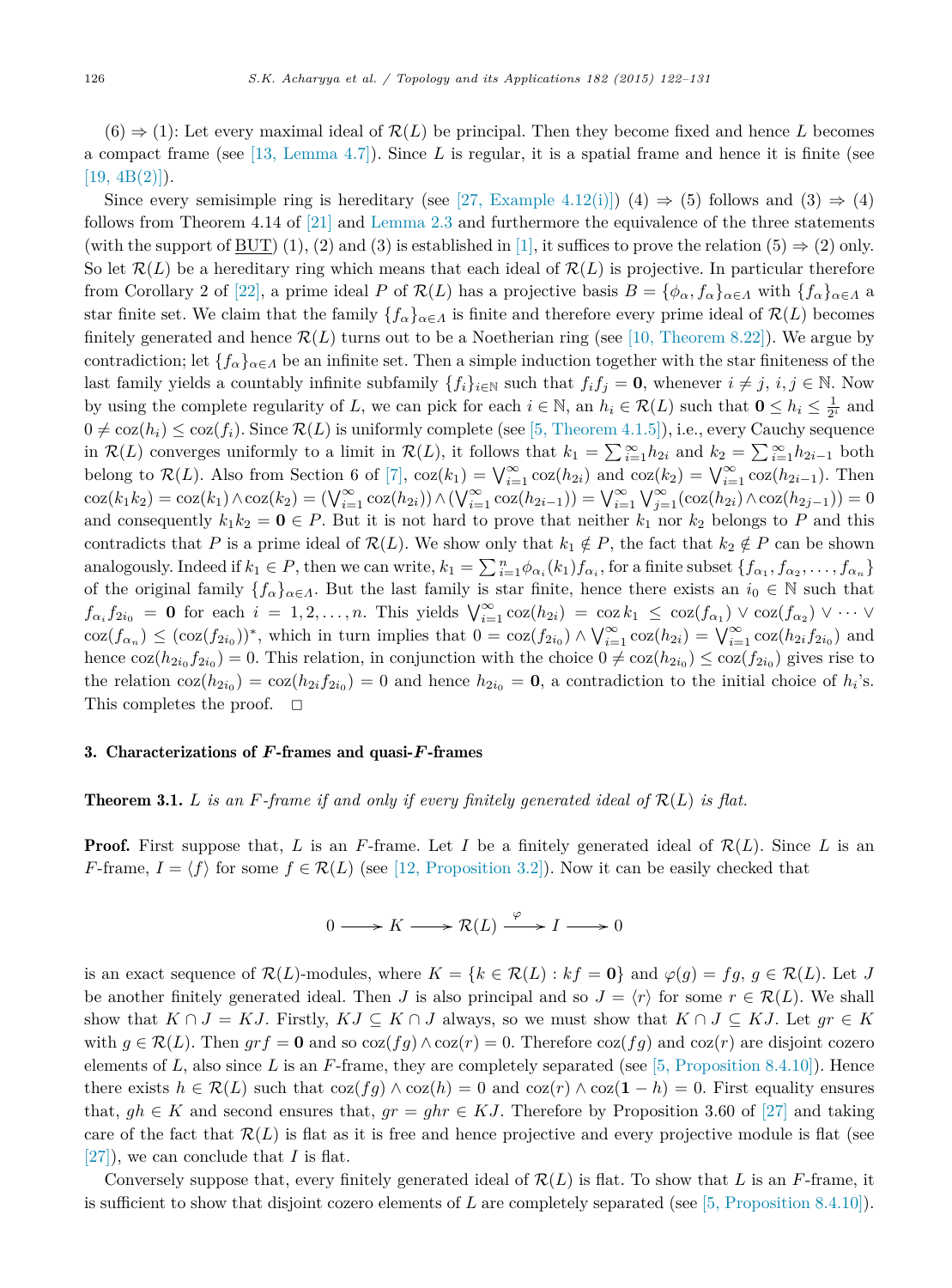(6) ⇒ (1): Let every maximal ideal of $\mathcal{R}(L)$ be principal. Then they become fixed and hence $L$ becomes a compact frame (see [13, Lemma 4.7]). Since $L$ is regular, it is a spatial frame and hence it is finite (see [19, 4B(2)]).

Since every semisimple ring is hereditary (see [27, Example 4.12(i)]) (4) ⇒ (5) follows and (3) ⇒ (4) follows from Theorem 4.14 of [21] and Lemma 2.3 and furthermore the equivalence of the three statements (with the support of BUT) (1), (2) and (3) is established in [1], it suffices to prove the relation (5) ⇒ (2) only. So let $\mathcal{R}(L)$ be a hereditary ring which means that each ideal of $\mathcal{R}(L)$ is projective. In particular therefore from Corollary 2 of [22], a prime ideal $P$ of $\mathcal{R}(L)$ has a projective basis $B = \{\phi_\alpha, f_\alpha\}_{\alpha\in\Lambda}$ with $\{f_\alpha\}_{\alpha\in\Lambda}$ a star finite set. We claim that the family $\{f_\alpha\}_{\alpha\in\Lambda}$ is finite and therefore every prime ideal of $\mathcal{R}(L)$ becomes finitely generated and hence $\mathcal{R}(L)$ turns out to be a Noetherian ring (see [10, Theorem 8.22]). We argue by contradiction; let $\{f_\alpha\}_{\alpha\in\Lambda}$ be an infinite set. Then a simple induction together with the star finiteness of the last family yields a countably infinite subfamily $\{f_i\}_{i\in\mathbb{N}}$ such that $f_i f_j = \mathbf{0}$, whenever $i \neq j$, $i, j \in \mathbb{N}$. Now by using the complete regularity of $L$, we can pick for each $i \in \mathbb{N}$, an $h_i \in \mathcal{R}(L)$ such that $\mathbf{0} \leq h_i \leq \frac{1}{2^i}$ and $0 \neq \operatorname{coz}(h_i) \leq \operatorname{coz}(f_i)$. Since $\mathcal{R}(L)$ is uniformly complete (see [5, Theorem 4.1.5]), i.e., every Cauchy sequence in $\mathcal{R}(L)$ converges uniformly to a limit in $\mathcal{R}(L)$, it follows that $k_1 = \sum_{i=1}^{\infty} h_{2i}$ and $k_2 = \sum_{i=1}^{\infty} h_{2i-1}$ both belong to $\mathcal{R}(L)$. Also from Section 6 of [7], $\operatorname{coz}(k_1) = \bigvee_{i=1}^{\infty} \operatorname{coz}(h_{2i})$ and $\operatorname{coz}(k_2) = \bigvee_{i=1}^{\infty} \operatorname{coz}(h_{2i-1})$. Then $\operatorname{coz}(k_1k_2) = \operatorname{coz}(k_1) \wedge \operatorname{coz}(k_2) = (\bigvee_{i=1}^{\infty} \operatorname{coz}(h_{2i})) \wedge (\bigvee_{i=1}^{\infty} \operatorname{coz}(h_{2i-1})) = \bigvee_{i=1}^{\infty} \bigvee_{j=1}^{\infty} (\operatorname{coz}(h_{2i}) \wedge \operatorname{coz}(h_{2j-1})) = 0$ and consequently $k_1k_2 = \mathbf{0} \in P$. But it is not hard to prove that neither $k_1$ nor $k_2$ belongs to $P$ and this contradicts that $P$ is a prime ideal of $\mathcal{R}(L)$. We show only that $k_1 \notin P$, the fact that $k_2 \notin P$ can be shown analogously. Indeed if $k_1 \in P$, then we can write, $k_1 = \sum_{i=1}^{n} \phi_{\alpha_i}(k_1) f_{\alpha_i}$, for a finite subset $\{f_{\alpha_1}, f_{\alpha_2}, \ldots, f_{\alpha_n}\}$ of the original family $\{f_\alpha\}_{\alpha\in\Lambda}$. But the last family is star finite, hence there exists an $i_0 \in \mathbb{N}$ such that $f_{\alpha_i} f_{2i_0} = \mathbf{0}$ for each $i = 1, 2, \ldots, n$. This yields $\bigvee_{i=1}^{\infty} \operatorname{coz}(h_{2i}) = \operatorname{coz} k_1 \leq \operatorname{coz}(f_{\alpha_1}) \vee \operatorname{coz}(f_{\alpha_2}) \vee \cdots \vee \operatorname{coz}(f_{\alpha_n}) \leq (\operatorname{coz}(f_{2i_0}))^*$, which in turn implies that $0 = \operatorname{coz}(f_{2i_0}) \wedge \bigvee_{i=1}^{\infty} \operatorname{coz}(h_{2i}) = \bigvee_{i=1}^{\infty} \operatorname{coz}(h_{2i} f_{2i_0})$ and hence $\operatorname{coz}(h_{2i_0} f_{2i_0}) = 0$. This relation, in conjunction with the choice $0 \neq \operatorname{coz}(h_{2i_0}) \leq \operatorname{coz}(f_{2i_0})$ gives rise to the relation $\operatorname{coz}(h_{2i_0}) = \operatorname{coz}(h_{2i} f_{2i_0}) = 0$ and hence $h_{2i_0} = \mathbf{0}$, a contradiction to the initial choice of $h_i$'s. This completes the proof. □

## 3. Characterizations of *F*-frames and quasi-*F*-frames

**Theorem 3.1.** *$L$ is an $F$-frame if and only if every finitely generated ideal of $\mathcal{R}(L)$ is flat.*

**Proof.** First suppose that, $L$ is an $F$-frame. Let $I$ be a finitely generated ideal of $\mathcal{R}(L)$. Since $L$ is an $F$-frame, $I = \langle f \rangle$ for some $f \in \mathcal{R}(L)$ (see [12, Proposition 3.2]). Now it can be easily checked that

$$0 \longrightarrow K \longrightarrow \mathcal{R}(L) \xrightarrow{\ \varphi\ } I \longrightarrow 0$$

is an exact sequence of $\mathcal{R}(L)$-modules, where $K = \{k \in \mathcal{R}(L) : kf = \mathbf{0}\}$ and $\varphi(g) = fg$, $g \in \mathcal{R}(L)$. Let $J$ be another finitely generated ideal. Then $J$ is also principal and so $J = \langle r \rangle$ for some $r \in \mathcal{R}(L)$. We shall show that $K \cap J = KJ$. Firstly, $KJ \subseteq K \cap J$ always, so we must show that $K \cap J \subseteq KJ$. Let $gr \in K$ with $g \in \mathcal{R}(L)$. Then $grf = \mathbf{0}$ and so $\operatorname{coz}(fg) \wedge \operatorname{coz}(r) = 0$. Therefore $\operatorname{coz}(fg)$ and $\operatorname{coz}(r)$ are disjoint cozero elements of $L$, also since $L$ is an $F$-frame, they are completely separated (see [5, Proposition 8.4.10]). Hence there exists $h \in \mathcal{R}(L)$ such that $\operatorname{coz}(fg) \wedge \operatorname{coz}(h) = 0$ and $\operatorname{coz}(r) \wedge \operatorname{coz}(\mathbf{1} - h) = 0$. First equality ensures that, $gh \in K$ and second ensures that, $gr = ghr \in KJ$. Therefore by Proposition 3.60 of [27] and taking care of the fact that $\mathcal{R}(L)$ is flat as it is free and hence projective and every projective module is flat (see [27]), we can conclude that $I$ is flat.

Conversely suppose that, every finitely generated ideal of $\mathcal{R}(L)$ is flat. To show that $L$ is an $F$-frame, it is sufficient to show that disjoint cozero elements of $L$ are completely separated (see [5, Proposition 8.4.10]).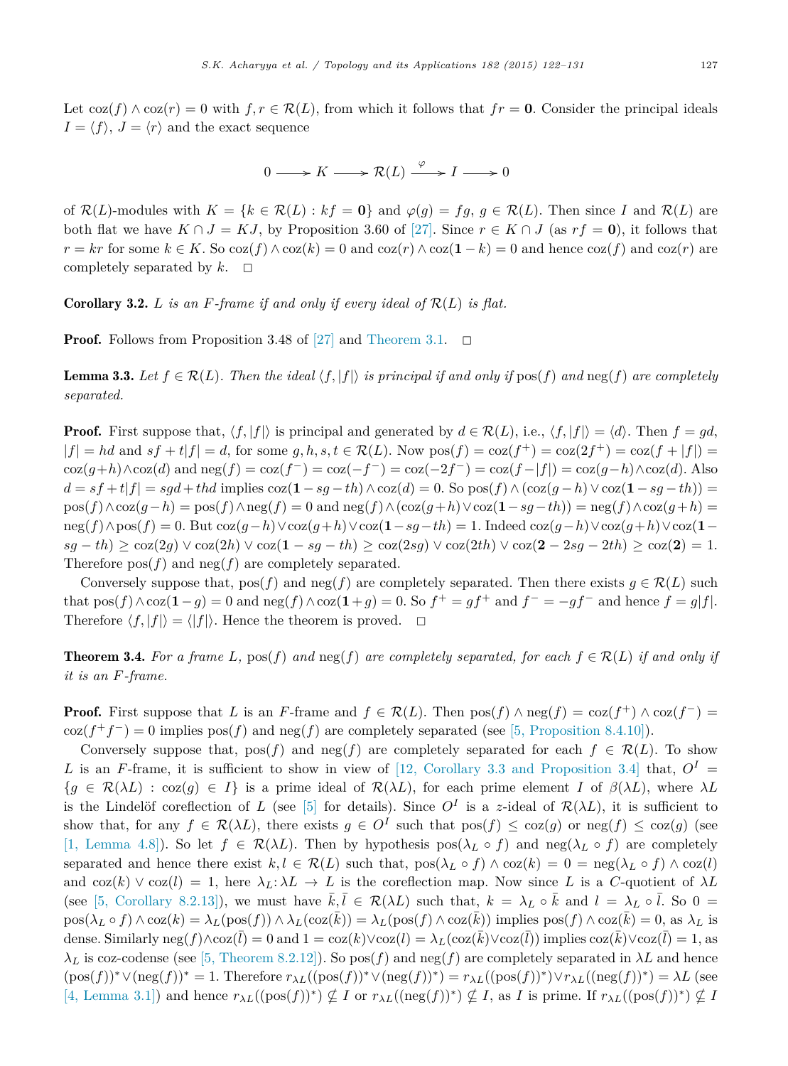Let $\mathrm{coz}(f) \wedge \mathrm{coz}(r) = 0$ with $f, r \in \mathcal{R}(L)$, from which it follows that $fr = \mathbf{0}$. Consider the principal ideals $I = \langle f \rangle$, $J = \langle r \rangle$ and the exact sequence

$$0 \longrightarrow K \longrightarrow \mathcal{R}(L) \xrightarrow{\varphi} I \longrightarrow 0$$

of $\mathcal{R}(L)$-modules with $K = \{k \in \mathcal{R}(L) : kf = \mathbf{0}\}$ and $\varphi(g) = fg$, $g \in \mathcal{R}(L)$. Then since $I$ and $\mathcal{R}(L)$ are both flat we have $K \cap J = KJ$, by Proposition 3.60 of [27]. Since $r \in K \cap J$ (as $rf = \mathbf{0}$), it follows that $r = kr$ for some $k \in K$. So $\mathrm{coz}(f) \wedge \mathrm{coz}(k) = 0$ and $\mathrm{coz}(r) \wedge \mathrm{coz}(\mathbf{1} - k) = 0$ and hence $\mathrm{coz}(f)$ and $\mathrm{coz}(r)$ are completely separated by $k$. $\square$

**Corollary 3.2.** *$L$ is an $F$-frame if and only if every ideal of $\mathcal{R}(L)$ is flat.*

**Proof.** Follows from Proposition 3.48 of [27] and Theorem 3.1. $\square$

**Lemma 3.3.** *Let $f \in \mathcal{R}(L)$. Then the ideal $\langle f, |f| \rangle$ is principal if and only if $\mathrm{pos}(f)$ and $\mathrm{neg}(f)$ are completely separated.*

**Proof.** First suppose that, $\langle f, |f| \rangle$ is principal and generated by $d \in \mathcal{R}(L)$, i.e., $\langle f, |f| \rangle = \langle d \rangle$. Then $f = gd$, $|f| = hd$ and $sf + t|f| = d$, for some $g, h, s, t \in \mathcal{R}(L)$. Now $\mathrm{pos}(f) = \mathrm{coz}(f^+) = \mathrm{coz}(2f^+) = \mathrm{coz}(f + |f|) = \mathrm{coz}(g+h) \wedge \mathrm{coz}(d)$ and $\mathrm{neg}(f) = \mathrm{coz}(f^-) = \mathrm{coz}(-f^-) = \mathrm{coz}(-2f^-) = \mathrm{coz}(f - |f|) = \mathrm{coz}(g-h) \wedge \mathrm{coz}(d)$. Also $d = sf + t|f| = sgd + thd$ implies $\mathrm{coz}(\mathbf{1} - sg - th) \wedge \mathrm{coz}(d) = 0$. So $\mathrm{pos}(f) \wedge (\mathrm{coz}(g-h) \vee \mathrm{coz}(\mathbf{1} - sg - th)) = \mathrm{pos}(f) \wedge \mathrm{coz}(g-h) = \mathrm{pos}(f) \wedge \mathrm{neg}(f) = 0$ and $\mathrm{neg}(f) \wedge (\mathrm{coz}(g+h) \vee \mathrm{coz}(\mathbf{1} - sg - th)) = \mathrm{neg}(f) \wedge \mathrm{coz}(g+h) = \mathrm{neg}(f) \wedge \mathrm{pos}(f) = 0$. But $\mathrm{coz}(g-h) \vee \mathrm{coz}(g+h) \vee \mathrm{coz}(\mathbf{1} - sg - th) = 1$. Indeed $\mathrm{coz}(g-h) \vee \mathrm{coz}(g+h) \vee \mathrm{coz}(\mathbf{1} - sg - th) \geq \mathrm{coz}(2g) \vee \mathrm{coz}(2h) \vee \mathrm{coz}(\mathbf{1} - sg - th) \geq \mathrm{coz}(2sg) \vee \mathrm{coz}(2th) \vee \mathrm{coz}(\mathbf{2} - 2sg - 2th) \geq \mathrm{coz}(\mathbf{2}) = 1$. Therefore $\mathrm{pos}(f)$ and $\mathrm{neg}(f)$ are completely separated.

Conversely suppose that, $\mathrm{pos}(f)$ and $\mathrm{neg}(f)$ are completely separated. Then there exists $g \in \mathcal{R}(L)$ such that $\mathrm{pos}(f) \wedge \mathrm{coz}(\mathbf{1} - g) = 0$ and $\mathrm{neg}(f) \wedge \mathrm{coz}(\mathbf{1} + g) = 0$. So $f^+ = gf^+$ and $f^- = -gf^-$ and hence $f = g|f|$. Therefore $\langle f, |f| \rangle = \langle |f| \rangle$. Hence the theorem is proved. $\square$

**Theorem 3.4.** *For a frame $L$, $\mathrm{pos}(f)$ and $\mathrm{neg}(f)$ are completely separated, for each $f \in \mathcal{R}(L)$ if and only if it is an $F$-frame.*

**Proof.** First suppose that $L$ is an $F$-frame and $f \in \mathcal{R}(L)$. Then $\mathrm{pos}(f) \wedge \mathrm{neg}(f) = \mathrm{coz}(f^+) \wedge \mathrm{coz}(f^-) = \mathrm{coz}(f^+ f^-) = 0$ implies $\mathrm{pos}(f)$ and $\mathrm{neg}(f)$ are completely separated (see [5, Proposition 8.4.10]).

Conversely suppose that, $\mathrm{pos}(f)$ and $\mathrm{neg}(f)$ are completely separated for each $f \in \mathcal{R}(L)$. To show $L$ is an $F$-frame, it is sufficient to show in view of [12, Corollary 3.3 and Proposition 3.4] that, $O^I = \{g \in \mathcal{R}(\lambda L) : \mathrm{coz}(g) \in I\}$ is a prime ideal of $\mathcal{R}(\lambda L)$, for each prime element $I$ of $\beta(\lambda L)$, where $\lambda L$ is the Lindelöf coreflection of $L$ (see [5] for details). Since $O^I$ is a $z$-ideal of $\mathcal{R}(\lambda L)$, it is sufficient to show that, for any $f \in \mathcal{R}(\lambda L)$, there exists $g \in O^I$ such that $\mathrm{pos}(f) \leq \mathrm{coz}(g)$ or $\mathrm{neg}(f) \leq \mathrm{coz}(g)$ (see [1, Lemma 4.8]). So let $f \in \mathcal{R}(\lambda L)$. Then by hypothesis $\mathrm{pos}(\lambda_L \circ f)$ and $\mathrm{neg}(\lambda_L \circ f)$ are completely separated and hence there exist $k, l \in \mathcal{R}(L)$ such that, $\mathrm{pos}(\lambda_L \circ f) \wedge \mathrm{coz}(k) = 0 = \mathrm{neg}(\lambda_L \circ f) \wedge \mathrm{coz}(l)$ and $\mathrm{coz}(k) \vee \mathrm{coz}(l) = 1$, here $\lambda_L : \lambda L \to L$ is the coreflection map. Now since $L$ is a $C$-quotient of $\lambda L$ (see [5, Corollary 8.2.13]), we must have $\bar{k}, \bar{l} \in \mathcal{R}(\lambda L)$ such that, $k = \lambda_L \circ \bar{k}$ and $l = \lambda_L \circ \bar{l}$. So $0 = \mathrm{pos}(\lambda_L \circ f) \wedge \mathrm{coz}(k) = \lambda_L(\mathrm{pos}(f)) \wedge \lambda_L(\mathrm{coz}(\bar{k})) = \lambda_L(\mathrm{pos}(f) \wedge \mathrm{coz}(\bar{k}))$ implies $\mathrm{pos}(f) \wedge \mathrm{coz}(\bar{k}) = 0$, as $\lambda_L$ is dense. Similarly $\mathrm{neg}(f) \wedge \mathrm{coz}(\bar{l}) = 0$ and $1 = \mathrm{coz}(k) \vee \mathrm{coz}(l) = \lambda_L(\mathrm{coz}(\bar{k}) \vee \mathrm{coz}(\bar{l}))$ implies $\mathrm{coz}(\bar{k}) \vee \mathrm{coz}(\bar{l}) = 1$, as $\lambda_L$ is coz-codense (see [5, Theorem 8.2.12]). So $\mathrm{pos}(f)$ and $\mathrm{neg}(f)$ are completely separated in $\lambda L$ and hence $(\mathrm{pos}(f))^* \vee (\mathrm{neg}(f))^* = 1$. Therefore $r_{\lambda L}((\mathrm{pos}(f))^* \vee (\mathrm{neg}(f))^*) = r_{\lambda L}((\mathrm{pos}(f))^*) \vee r_{\lambda L}((\mathrm{neg}(f))^*) = \lambda L$ (see [4, Lemma 3.1]) and hence $r_{\lambda L}((\mathrm{pos}(f))^*) \nsubseteq I$ or $r_{\lambda L}((\mathrm{neg}(f))^*) \nsubseteq I$, as $I$ is prime. If $r_{\lambda L}((\mathrm{pos}(f))^*) \nsubseteq I$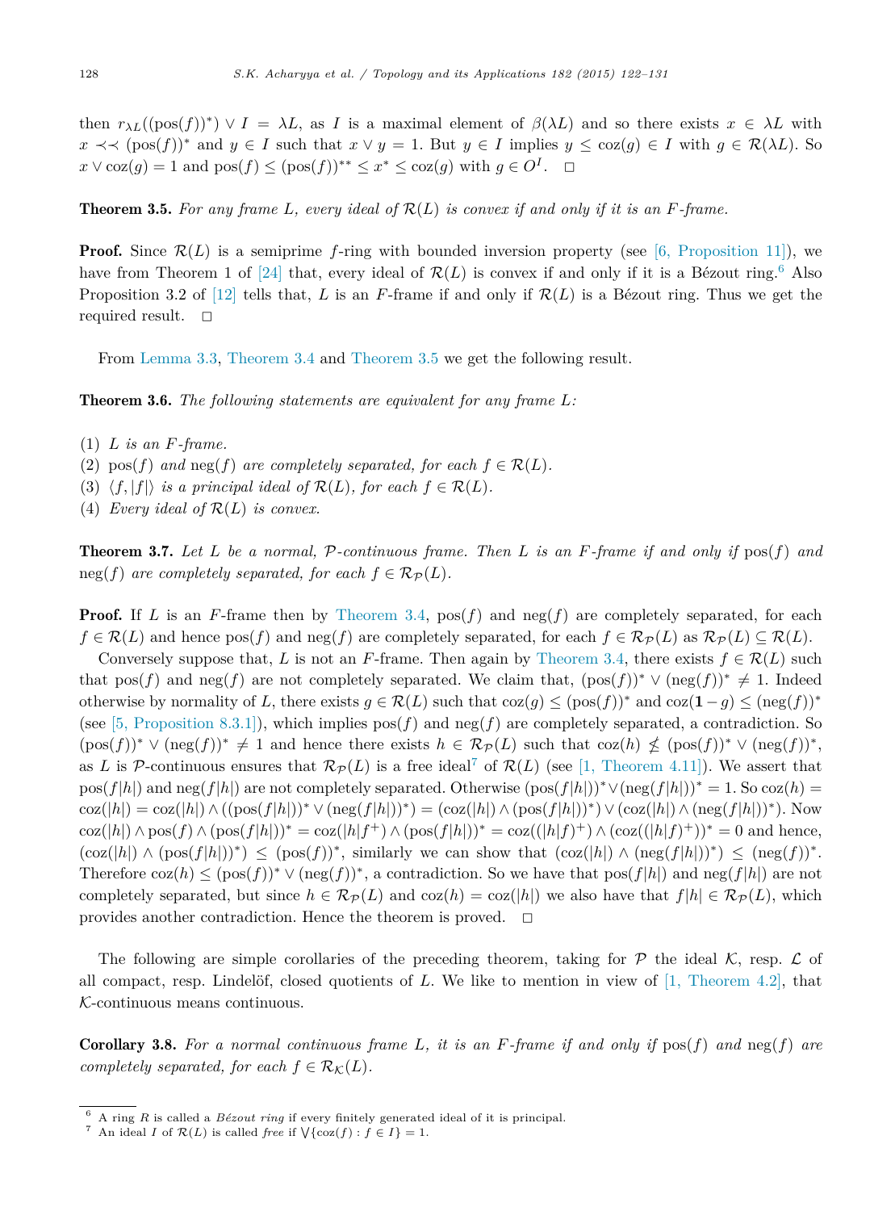then $r_{\lambda L}((\text{pos}(f))^*) \vee I = \lambda L$, as $I$ is a maximal element of $\beta(\lambda L)$ and so there exists $x \in \lambda L$ with $x \prec\prec (\text{pos}(f))^*$ and $y \in I$ such that $x \vee y = 1$. But $y \in I$ implies $y \leq \text{coz}(g) \in I$ with $g \in \mathcal{R}(\lambda L)$. So $x \vee \text{coz}(g) = 1$ and $\text{pos}(f) \leq (\text{pos}(f))^{**} \leq x^* \leq \text{coz}(g)$ with $g \in O^I$. □

**Theorem 3.5.** *For any frame $L$, every ideal of $\mathcal{R}(L)$ is convex if and only if it is an $F$-frame.*

**Proof.** Since $\mathcal{R}(L)$ is a semiprime $f$-ring with bounded inversion property (see [6, Proposition 11]), we have from Theorem 1 of [24] that, every ideal of $\mathcal{R}(L)$ is convex if and only if it is a Bézout ring.[6] Also Proposition 3.2 of [12] tells that, $L$ is an $F$-frame if and only if $\mathcal{R}(L)$ is a Bézout ring. Thus we get the required result. □

From Lemma 3.3, Theorem 3.4 and Theorem 3.5 we get the following result.

**Theorem 3.6.** *The following statements are equivalent for any frame $L$:*

(1) *$L$ is an $F$-frame.*
(2) *$\text{pos}(f)$ and $\text{neg}(f)$ are completely separated, for each $f \in \mathcal{R}(L)$.*
(3) *$\langle f, |f| \rangle$ is a principal ideal of $\mathcal{R}(L)$, for each $f \in \mathcal{R}(L)$.*
(4) *Every ideal of $\mathcal{R}(L)$ is convex.*

**Theorem 3.7.** *Let $L$ be a normal, $\mathcal{P}$-continuous frame. Then $L$ is an $F$-frame if and only if $\text{pos}(f)$ and $\text{neg}(f)$ are completely separated, for each $f \in \mathcal{R}_{\mathcal{P}}(L)$.*

**Proof.** If $L$ is an $F$-frame then by Theorem 3.4, $\text{pos}(f)$ and $\text{neg}(f)$ are completely separated, for each $f \in \mathcal{R}(L)$ and hence $\text{pos}(f)$ and $\text{neg}(f)$ are completely separated, for each $f \in \mathcal{R}_{\mathcal{P}}(L)$ as $\mathcal{R}_{\mathcal{P}}(L) \subseteq \mathcal{R}(L)$.

Conversely suppose that, $L$ is not an $F$-frame. Then again by Theorem 3.4, there exists $f \in \mathcal{R}(L)$ such that $\text{pos}(f)$ and $\text{neg}(f)$ are not completely separated. We claim that, $(\text{pos}(f))^* \vee (\text{neg}(f))^* \neq 1$. Indeed otherwise by normality of $L$, there exists $g \in \mathcal{R}(L)$ such that $\text{coz}(g) \leq (\text{pos}(f))^*$ and $\text{coz}(\mathbf{1} - g) \leq (\text{neg}(f))^*$ (see [5, Proposition 8.3.1]), which implies $\text{pos}(f)$ and $\text{neg}(f)$ are completely separated, a contradiction. So $(\text{pos}(f))^* \vee (\text{neg}(f))^* \neq 1$ and hence there exists $h \in \mathcal{R}_{\mathcal{P}}(L)$ such that $\text{coz}(h) \nleq (\text{pos}(f))^* \vee (\text{neg}(f))^*$, as $L$ is $\mathcal{P}$-continuous ensures that $\mathcal{R}_{\mathcal{P}}(L)$ is a free ideal[7] of $\mathcal{R}(L)$ (see [1, Theorem 4.11]). We assert that $\text{pos}(f|h|)$ and $\text{neg}(f|h|)$ are not completely separated. Otherwise $(\text{pos}(f|h|))^* \vee (\text{neg}(f|h|))^* = 1$. So $\text{coz}(h) = \text{coz}(|h|) = \text{coz}(|h|) \wedge ((\text{pos}(f|h|))^* \vee (\text{neg}(f|h|))^*) = (\text{coz}(|h|) \wedge (\text{pos}(f|h|))^*) \vee (\text{coz}(|h|) \wedge (\text{neg}(f|h|))^*)$. Now $\text{coz}(|h|) \wedge \text{pos}(f) \wedge (\text{pos}(f|h|))^* = \text{coz}(|h|f^+) \wedge (\text{pos}(f|h|))^* = \text{coz}((|h|f)^+) \wedge (\text{coz}((|h|f)^+))^* = 0$ and hence, $(\text{coz}(|h|) \wedge (\text{pos}(f|h|))^*) \leq (\text{pos}(f))^*$, similarly we can show that $(\text{coz}(|h|) \wedge (\text{neg}(f|h|))^*) \leq (\text{neg}(f))^*$. Therefore $\text{coz}(h) \leq (\text{pos}(f))^* \vee (\text{neg}(f))^*$, a contradiction. So we have that $\text{pos}(f|h|)$ and $\text{neg}(f|h|)$ are not completely separated, but since $h \in \mathcal{R}_{\mathcal{P}}(L)$ and $\text{coz}(h) = \text{coz}(|h|)$ we also have that $f|h| \in \mathcal{R}_{\mathcal{P}}(L)$, which provides another contradiction. Hence the theorem is proved. □

The following are simple corollaries of the preceding theorem, taking for $\mathcal{P}$ the ideal $\mathcal{K}$, resp. $\mathcal{L}$ of all compact, resp. Lindelöf, closed quotients of $L$. We like to mention in view of [1, Theorem 4.2], that $\mathcal{K}$-continuous means continuous.

**Corollary 3.8.** *For a normal continuous frame $L$, it is an $F$-frame if and only if $\text{pos}(f)$ and $\text{neg}(f)$ are completely separated, for each $f \in \mathcal{R}_{\mathcal{K}}(L)$.*

---

[6] A ring $R$ is called a *Bézout ring* if every finitely generated ideal of it is principal.

[7] An ideal $I$ of $\mathcal{R}(L)$ is called *free* if $\bigvee\{\text{coz}(f) : f \in I\} = 1$.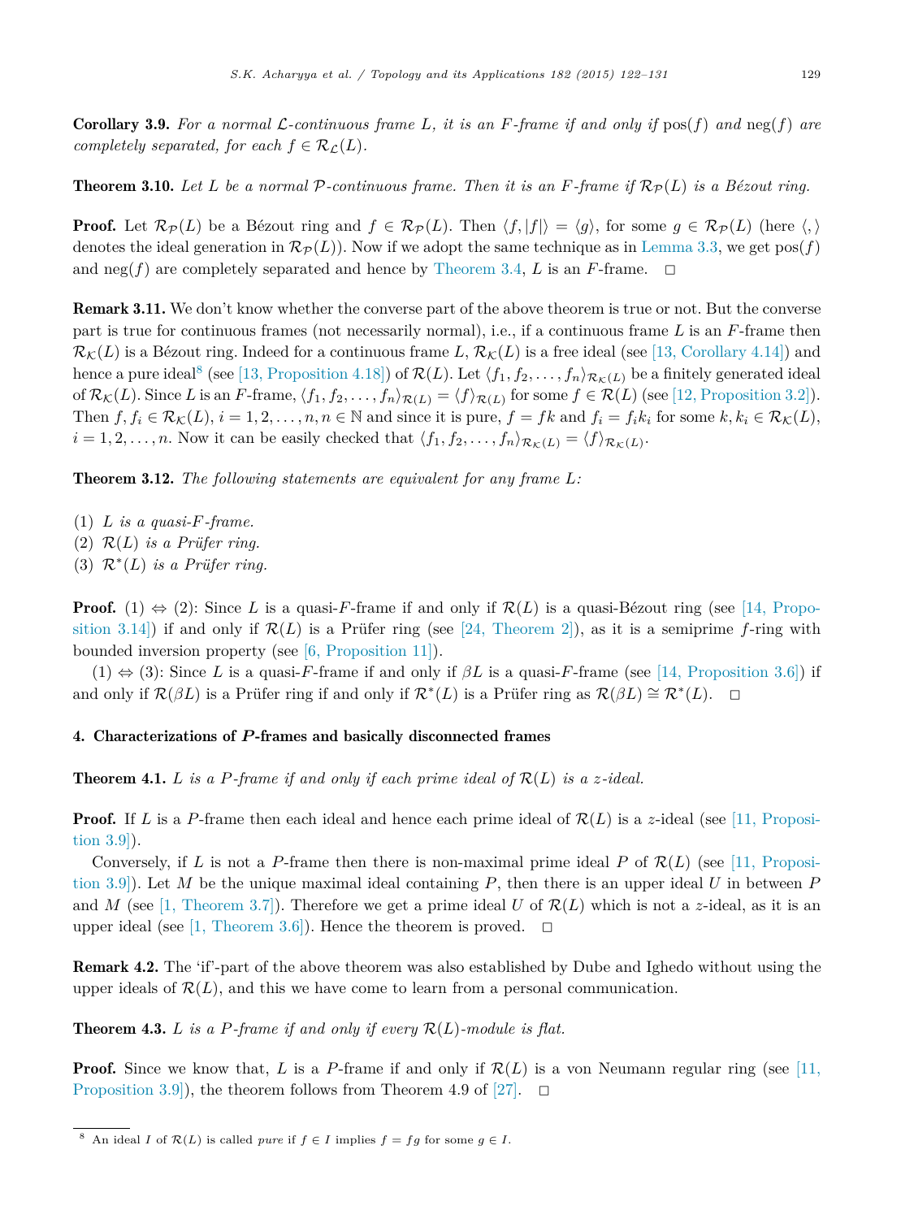**Corollary 3.9.** *For a normal $\mathcal{L}$-continuous frame $L$, it is an $F$-frame if and only if* $\operatorname{pos}(f)$ *and* $\operatorname{neg}(f)$ *are completely separated, for each $f \in \mathcal{R}_{\mathcal{L}}(L)$.*

**Theorem 3.10.** *Let $L$ be a normal $\mathcal{P}$-continuous frame. Then it is an $F$-frame if $\mathcal{R}_{\mathcal{P}}(L)$ is a Bézout ring.*

**Proof.** Let $\mathcal{R}_{\mathcal{P}}(L)$ be a Bézout ring and $f \in \mathcal{R}_{\mathcal{P}}(L)$. Then $\langle f, |f| \rangle = \langle g \rangle$, for some $g \in \mathcal{R}_{\mathcal{P}}(L)$ (here $\langle , \rangle$ denotes the ideal generation in $\mathcal{R}_{\mathcal{P}}(L)$). Now if we adopt the same technique as in Lemma 3.3, we get $\operatorname{pos}(f)$ and $\operatorname{neg}(f)$ are completely separated and hence by Theorem 3.4, $L$ is an $F$-frame. □

**Remark 3.11.** We don't know whether the converse part of the above theorem is true or not. But the converse part is true for continuous frames (not necessarily normal), i.e., if a continuous frame $L$ is an $F$-frame then $\mathcal{R}_{\mathcal{K}}(L)$ is a Bézout ring. Indeed for a continuous frame $L$, $\mathcal{R}_{\mathcal{K}}(L)$ is a free ideal (see [13, Corollary 4.14]) and hence a pure ideal[8] (see [13, Proposition 4.18]) of $\mathcal{R}(L)$. Let $\langle f_1, f_2, \dots, f_n \rangle_{\mathcal{R}_{\mathcal{K}}(L)}$ be a finitely generated ideal of $\mathcal{R}_{\mathcal{K}}(L)$. Since $L$ is an $F$-frame, $\langle f_1, f_2, \dots, f_n \rangle_{\mathcal{R}(L)} = \langle f \rangle_{\mathcal{R}(L)}$ for some $f \in \mathcal{R}(L)$ (see [12, Proposition 3.2]). Then $f, f_i \in \mathcal{R}_{\mathcal{K}}(L)$, $i = 1, 2, \dots, n, n \in \mathbb{N}$ and since it is pure, $f = fk$ and $f_i = f_i k_i$ for some $k, k_i \in \mathcal{R}_{\mathcal{K}}(L)$, $i = 1, 2, \dots, n$. Now it can be easily checked that $\langle f_1, f_2, \dots, f_n \rangle_{\mathcal{R}_{\mathcal{K}}(L)} = \langle f \rangle_{\mathcal{R}_{\mathcal{K}}(L)}$.

**Theorem 3.12.** *The following statements are equivalent for any frame $L$:*

(1) *$L$ is a quasi-$F$-frame.*
(2) *$\mathcal{R}(L)$ is a Prüfer ring.*
(3) *$\mathcal{R}^*(L)$ is a Prüfer ring.*

**Proof.** (1) ⇔ (2): Since $L$ is a quasi-$F$-frame if and only if $\mathcal{R}(L)$ is a quasi-Bézout ring (see [14, Proposition 3.14]) if and only if $\mathcal{R}(L)$ is a Prüfer ring (see [24, Theorem 2]), as it is a semiprime $f$-ring with bounded inversion property (see [6, Proposition 11]).

(1) ⇔ (3): Since $L$ is a quasi-$F$-frame if and only if $\beta L$ is a quasi-$F$-frame (see [14, Proposition 3.6]) if and only if $\mathcal{R}(\beta L)$ is a Prüfer ring if and only if $\mathcal{R}^*(L)$ is a Prüfer ring as $\mathcal{R}(\beta L) \cong \mathcal{R}^*(L)$. □

## 4. Characterizations of *P*-frames and basically disconnected frames

**Theorem 4.1.** *$L$ is a $P$-frame if and only if each prime ideal of $\mathcal{R}(L)$ is a $z$-ideal.*

**Proof.** If $L$ is a $P$-frame then each ideal and hence each prime ideal of $\mathcal{R}(L)$ is a $z$-ideal (see [11, Proposition 3.9]).

Conversely, if $L$ is not a $P$-frame then there is non-maximal prime ideal $P$ of $\mathcal{R}(L)$ (see [11, Proposition 3.9]). Let $M$ be the unique maximal ideal containing $P$, then there is an upper ideal $U$ in between $P$ and $M$ (see [1, Theorem 3.7]). Therefore we get a prime ideal $U$ of $\mathcal{R}(L)$ which is not a $z$-ideal, as it is an upper ideal (see [1, Theorem 3.6]). Hence the theorem is proved. □

**Remark 4.2.** The 'if'-part of the above theorem was also established by Dube and Ighedo without using the upper ideals of $\mathcal{R}(L)$, and this we have come to learn from a personal communication.

**Theorem 4.3.** *$L$ is a $P$-frame if and only if every $\mathcal{R}(L)$-module is flat.*

**Proof.** Since we know that, $L$ is a $P$-frame if and only if $\mathcal{R}(L)$ is a von Neumann regular ring (see [11, Proposition 3.9]), the theorem follows from Theorem 4.9 of [27]. □

[8] An ideal $I$ of $\mathcal{R}(L)$ is called *pure* if $f \in I$ implies $f = fg$ for some $g \in I$.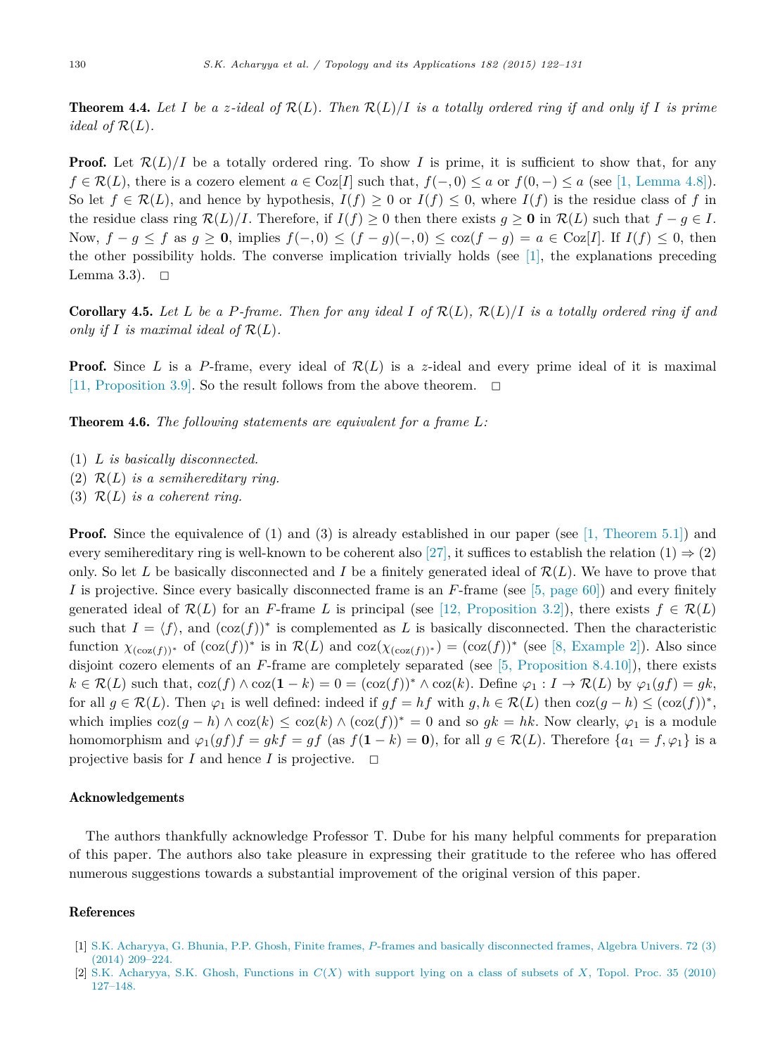**Theorem 4.4.** *Let $I$ be a $z$-ideal of $\mathcal{R}(L)$. Then $\mathcal{R}(L)/I$ is a totally ordered ring if and only if $I$ is prime ideal of $\mathcal{R}(L)$.*

**Proof.** Let $\mathcal{R}(L)/I$ be a totally ordered ring. To show $I$ is prime, it is sufficient to show that, for any $f \in \mathcal{R}(L)$, there is a cozero element $a \in \mathrm{Coz}[I]$ such that, $f(-,0) \leq a$ or $f(0,-) \leq a$ (see [1, Lemma 4.8]). So let $f \in \mathcal{R}(L)$, and hence by hypothesis, $I(f) \geq 0$ or $I(f) \leq 0$, where $I(f)$ is the residue class of $f$ in the residue class ring $\mathcal{R}(L)/I$. Therefore, if $I(f) \geq 0$ then there exists $g \geq \mathbf{0}$ in $\mathcal{R}(L)$ such that $f - g \in I$. Now, $f - g \leq f$ as $g \geq \mathbf{0}$, implies $f(-,0) \leq (f-g)(-,0) \leq \mathrm{coz}(f-g) = a \in \mathrm{Coz}[I]$. If $I(f) \leq 0$, then the other possibility holds. The converse implication trivially holds (see [1], the explanations preceding Lemma 3.3). $\square$

**Corollary 4.5.** *Let $L$ be a $P$-frame. Then for any ideal $I$ of $\mathcal{R}(L)$, $\mathcal{R}(L)/I$ is a totally ordered ring if and only if $I$ is maximal ideal of $\mathcal{R}(L)$.*

**Proof.** Since $L$ is a $P$-frame, every ideal of $\mathcal{R}(L)$ is a $z$-ideal and every prime ideal of it is maximal [11, Proposition 3.9]. So the result follows from the above theorem. $\square$

**Theorem 4.6.** *The following statements are equivalent for a frame $L$:*

(1) *$L$ is basically disconnected.*
(2) *$\mathcal{R}(L)$ is a semihereditary ring.*
(3) *$\mathcal{R}(L)$ is a coherent ring.*

**Proof.** Since the equivalence of (1) and (3) is already established in our paper (see [1, Theorem 5.1]) and every semihereditary ring is well-known to be coherent also [27], it suffices to establish the relation (1) $\Rightarrow$ (2) only. So let $L$ be basically disconnected and $I$ be a finitely generated ideal of $\mathcal{R}(L)$. We have to prove that $I$ is projective. Since every basically disconnected frame is an $F$-frame (see [5, page 60]) and every finitely generated ideal of $\mathcal{R}(L)$ for an $F$-frame $L$ is principal (see [12, Proposition 3.2]), there exists $f \in \mathcal{R}(L)$ such that $I = \langle f \rangle$, and $(\mathrm{coz}(f))^*$ is complemented as $L$ is basically disconnected. Then the characteristic function $\chi_{(\mathrm{coz}(f))^*}$ of $(\mathrm{coz}(f))^*$ is in $\mathcal{R}(L)$ and $\mathrm{coz}(\chi_{(\mathrm{coz}(f))^*}) = (\mathrm{coz}(f))^*$ (see [8, Example 2]). Also since disjoint cozero elements of an $F$-frame are completely separated (see [5, Proposition 8.4.10]), there exists $k \in \mathcal{R}(L)$ such that, $\mathrm{coz}(f) \wedge \mathrm{coz}(\mathbf{1} - k) = 0 = (\mathrm{coz}(f))^* \wedge \mathrm{coz}(k)$. Define $\varphi_1 : I \to \mathcal{R}(L)$ by $\varphi_1(gf) = gk$, for all $g \in \mathcal{R}(L)$. Then $\varphi_1$ is well defined: indeed if $gf = hf$ with $g, h \in \mathcal{R}(L)$ then $\mathrm{coz}(g - h) \leq (\mathrm{coz}(f))^*$, which implies $\mathrm{coz}(g-h) \wedge \mathrm{coz}(k) \leq \mathrm{coz}(k) \wedge (\mathrm{coz}(f))^* = 0$ and so $gk = hk$. Now clearly, $\varphi_1$ is a module homomorphism and $\varphi_1(gf)f = gkf = gf$ (as $f(\mathbf{1} - k) = \mathbf{0}$), for all $g \in \mathcal{R}(L)$. Therefore $\{a_1 = f, \varphi_1\}$ is a projective basis for $I$ and hence $I$ is projective. $\square$

## Acknowledgements

The authors thankfully acknowledge Professor T. Dube for his many helpful comments for preparation of this paper. The authors also take pleasure in expressing their gratitude to the referee who has offered numerous suggestions towards a substantial improvement of the original version of this paper.

## References

[1] S.K. Acharyya, G. Bhunia, P.P. Ghosh, Finite frames, $P$-frames and basically disconnected frames, Algebra Univers. 72 (3) (2014) 209–224.

[2] S.K. Acharyya, S.K. Ghosh, Functions in $C(X)$ with support lying on a class of subsets of $X$, Topol. Proc. 35 (2010) 127–148.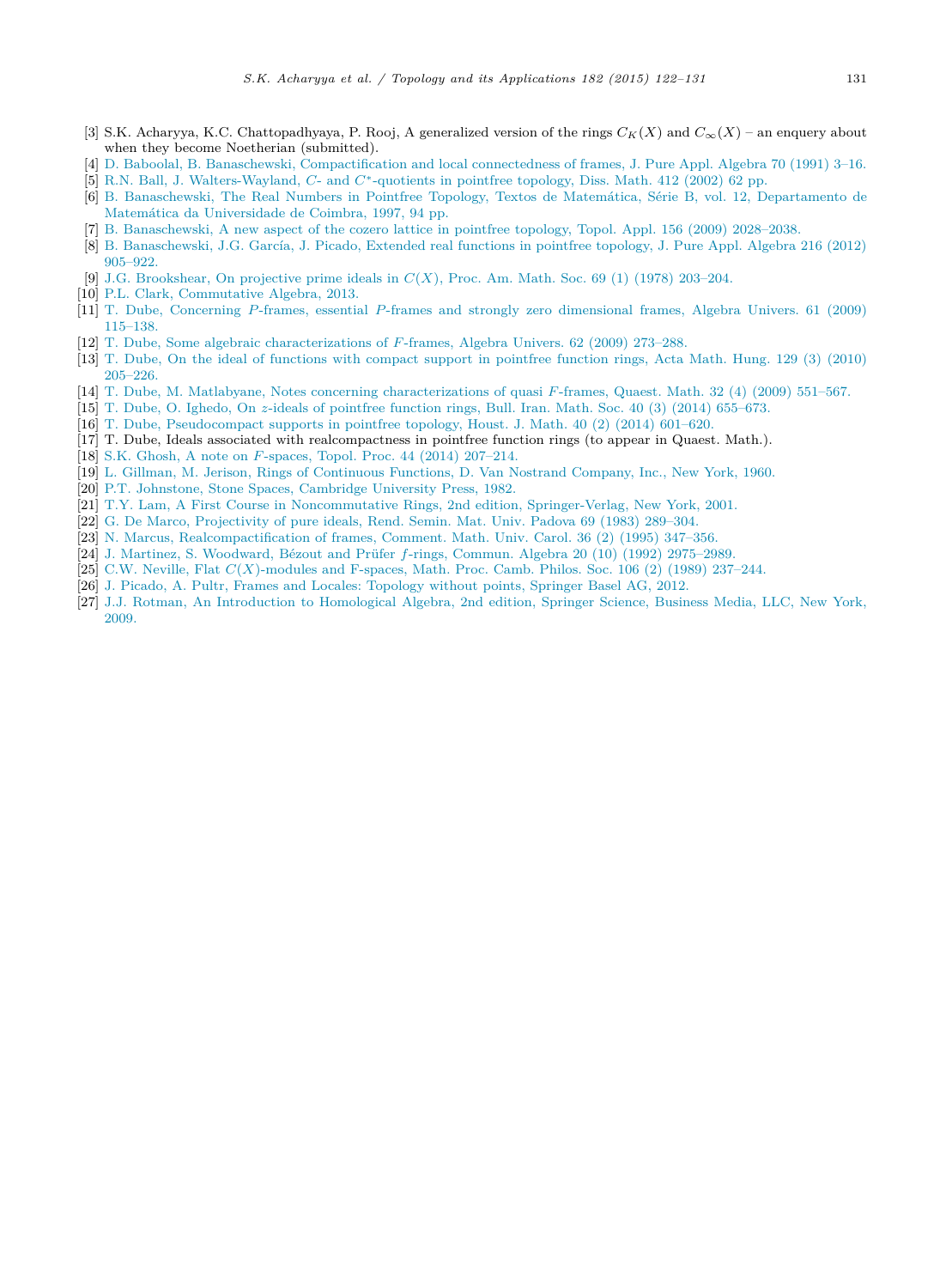[3] S.K. Acharyya, K.C. Chattopadhyaya, P. Rooj, A generalized version of the rings $C_K(X)$ and $C_\infty(X)$ – an enquery about when they become Noetherian (submitted).

[4] D. Baboolal, B. Banaschewski, Compactification and local connectedness of frames, J. Pure Appl. Algebra 70 (1991) 3–16.

[5] R.N. Ball, J. Walters-Wayland, $C$- and $C^*$-quotients in pointfree topology, Diss. Math. 412 (2002) 62 pp.

[6] B. Banaschewski, The Real Numbers in Pointfree Topology, Textos de Matemática, Série B, vol. 12, Departamento de Matemática da Universidade de Coimbra, 1997, 94 pp.

[7] B. Banaschewski, A new aspect of the cozero lattice in pointfree topology, Topol. Appl. 156 (2009) 2028–2038.

[8] B. Banaschewski, J.G. García, J. Picado, Extended real functions in pointfree topology, J. Pure Appl. Algebra 216 (2012) 905–922.

[9] J.G. Brookshear, On projective prime ideals in $C(X)$, Proc. Am. Math. Soc. 69 (1) (1978) 203–204.

[10] P.L. Clark, Commutative Algebra, 2013.

[11] T. Dube, Concerning $P$-frames, essential $P$-frames and strongly zero dimensional frames, Algebra Univers. 61 (2009) 115–138.

[12] T. Dube, Some algebraic characterizations of $F$-frames, Algebra Univers. 62 (2009) 273–288.

[13] T. Dube, On the ideal of functions with compact support in pointfree function rings, Acta Math. Hung. 129 (3) (2010) 205–226.

[14] T. Dube, M. Matlabyane, Notes concerning characterizations of quasi $F$-frames, Quaest. Math. 32 (4) (2009) 551–567.

[15] T. Dube, O. Ighedo, On $z$-ideals of pointfree function rings, Bull. Iran. Math. Soc. 40 (3) (2014) 655–673.

[16] T. Dube, Pseudocompact supports in pointfree topology, Houst. J. Math. 40 (2) (2014) 601–620.

[17] T. Dube, Ideals associated with realcompactness in pointfree function rings (to appear in Quaest. Math.).

[18] S.K. Ghosh, A note on $F$-spaces, Topol. Proc. 44 (2014) 207–214.

[19] L. Gillman, M. Jerison, Rings of Continuous Functions, D. Van Nostrand Company, Inc., New York, 1960.

[20] P.T. Johnstone, Stone Spaces, Cambridge University Press, 1982.

[21] T.Y. Lam, A First Course in Noncommutative Rings, 2nd edition, Springer-Verlag, New York, 2001.

[22] G. De Marco, Projectivity of pure ideals, Rend. Semin. Mat. Univ. Padova 69 (1983) 289–304.

[23] N. Marcus, Realcompactification of frames, Comment. Math. Univ. Carol. 36 (2) (1995) 347–356.

[24] J. Martinez, S. Woodward, Bézout and Prüfer $f$-rings, Commun. Algebra 20 (10) (1992) 2975–2989.

[25] C.W. Neville, Flat $C(X)$-modules and F-spaces, Math. Proc. Camb. Philos. Soc. 106 (2) (1989) 237–244.

[26] J. Picado, A. Pultr, Frames and Locales: Topology without points, Springer Basel AG, 2012.

[27] J.J. Rotman, An Introduction to Homological Algebra, 2nd edition, Springer Science, Business Media, LLC, New York, 2009.